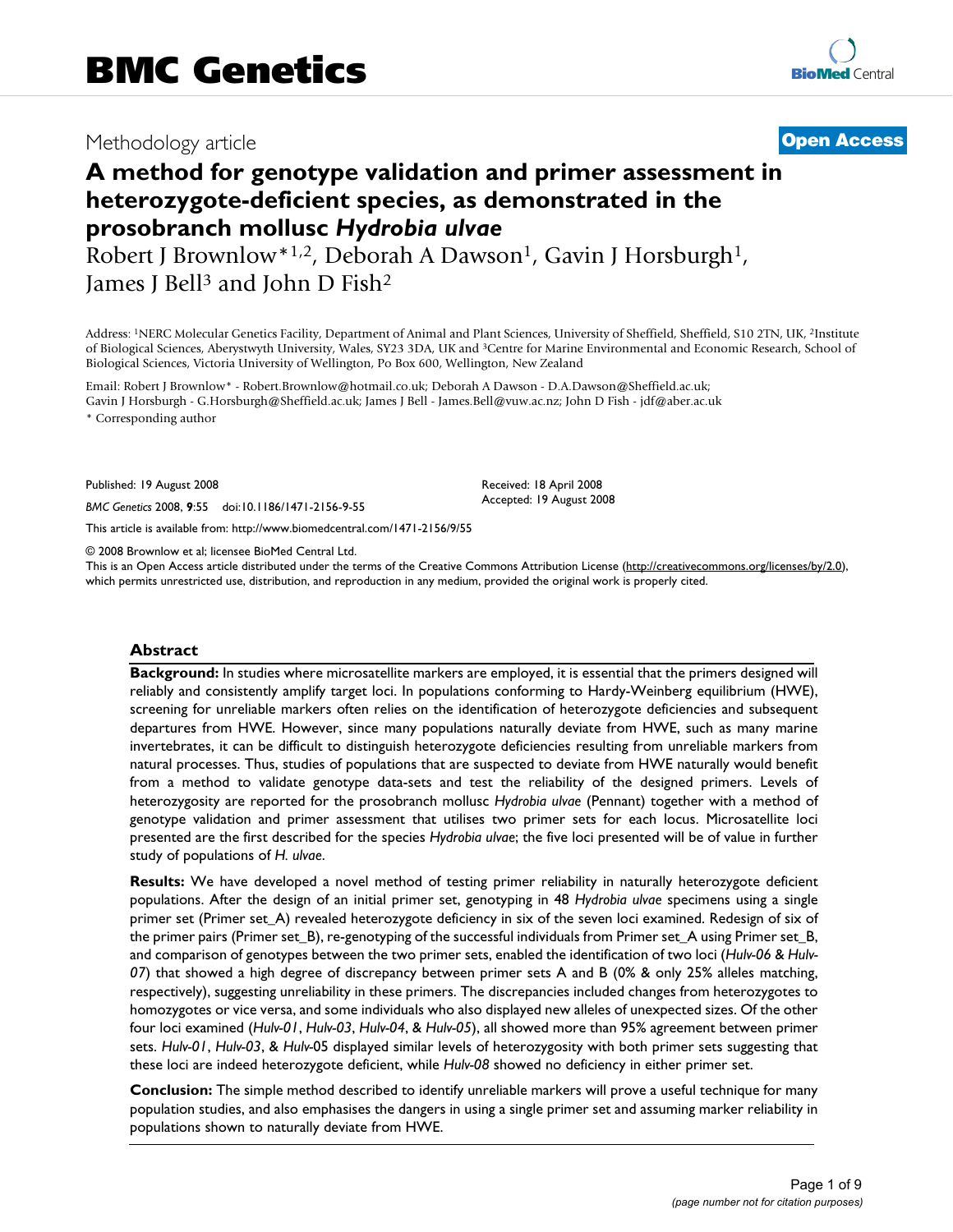# BMC Genetics

Methodology article

**Open Access**

# A method for genotype validation and primer assessment in heterozygote-deficient species, as demonstrated in the prosobranch mollusc *Hydrobia ulvae*

Robert J Brownlow*[1,2], Deborah A Dawson[1], Gavin J Horsburgh[1], James J Bell[3] and John D Fish[2]

Address: [1]NERC Molecular Genetics Facility, Department of Animal and Plant Sciences, University of Sheffield, Sheffield, S10 2TN, UK, [2]Institute of Biological Sciences, Aberystwyth University, Wales, SY23 3DA, UK and [3]Centre for Marine Environmental and Economic Research, School of Biological Sciences, Victoria University of Wellington, Po Box 600, Wellington, New Zealand

Email: Robert J Brownlow* - Robert.Brownlow@hotmail.co.uk; Deborah A Dawson - D.A.Dawson@Sheffield.ac.uk; Gavin J Horsburgh - G.Horsburgh@Sheffield.ac.uk; James J Bell - James.Bell@vuw.ac.nz; John D Fish - jdf@aber.ac.uk

* Corresponding author

Published: 19 August 2008

*BMC Genetics* 2008, **9**:55 doi:10.1186/1471-2156-9-55

Received: 18 April 2008
Accepted: 19 August 2008

This article is available from: http://www.biomedcentral.com/1471-2156/9/55

© 2008 Brownlow et al; licensee BioMed Central Ltd.
This is an Open Access article distributed under the terms of the Creative Commons Attribution License (http://creativecommons.org/licenses/by/2.0), which permits unrestricted use, distribution, and reproduction in any medium, provided the original work is properly cited.

## Abstract

**Background:** In studies where microsatellite markers are employed, it is essential that the primers designed will reliably and consistently amplify target loci. In populations conforming to Hardy-Weinberg equilibrium (HWE), screening for unreliable markers often relies on the identification of heterozygote deficiencies and subsequent departures from HWE. However, since many populations naturally deviate from HWE, such as many marine invertebrates, it can be difficult to distinguish heterozygote deficiencies resulting from unreliable markers from natural processes. Thus, studies of populations that are suspected to deviate from HWE naturally would benefit from a method to validate genotype data-sets and test the reliability of the designed primers. Levels of heterozygosity are reported for the prosobranch mollusc *Hydrobia ulvae* (Pennant) together with a method of genotype validation and primer assessment that utilises two primer sets for each locus. Microsatellite loci presented are the first described for the species *Hydrobia ulvae*; the five loci presented will be of value in further study of populations of *H. ulvae*.

**Results:** We have developed a novel method of testing primer reliability in naturally heterozygote deficient populations. After the design of an initial primer set, genotyping in 48 *Hydrobia ulvae* specimens using a single primer set (Primer set_A) revealed heterozygote deficiency in six of the seven loci examined. Redesign of six of the primer pairs (Primer set_B), re-genotyping of the successful individuals from Primer set_A using Primer set_B, and comparison of genotypes between the two primer sets, enabled the identification of two loci (*Hulv-06* & *Hulv-07*) that showed a high degree of discrepancy between primer sets A and B (0% & only 25% alleles matching, respectively), suggesting unreliability in these primers. The discrepancies included changes from heterozygotes to homozygotes or vice versa, and some individuals who also displayed new alleles of unexpected sizes. Of the other four loci examined (*Hulv-01*, *Hulv-03*, *Hulv-04*, & *Hulv-05*), all showed more than 95% agreement between primer sets. *Hulv-01*, *Hulv-03*, & *Hulv*-05 displayed similar levels of heterozygosity with both primer sets suggesting that these loci are indeed heterozygote deficient, while *Hulv-08* showed no deficiency in either primer set.

**Conclusion:** The simple method described to identify unreliable markers will prove a useful technique for many population studies, and also emphasises the dangers in using a single primer set and assuming marker reliability in populations shown to naturally deviate from HWE.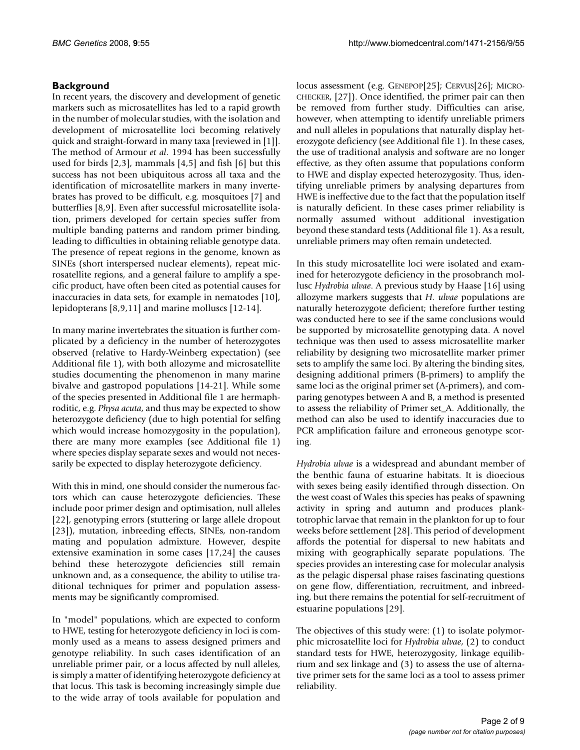## Background

In recent years, the discovery and development of genetic markers such as microsatellites has led to a rapid growth in the number of molecular studies, with the isolation and development of microsatellite loci becoming relatively quick and straight-forward in many taxa [reviewed in [1]]. The method of Armour *et al*. 1994 has been successfully used for birds [2,3], mammals [4,5] and fish [6] but this success has not been ubiquitous across all taxa and the identification of microsatellite markers in many invertebrates has proved to be difficult, e.g. mosquitoes [7] and butterflies [8,9]. Even after successful microsatellite isolation, primers developed for certain species suffer from multiple banding patterns and random primer binding, leading to difficulties in obtaining reliable genotype data. The presence of repeat regions in the genome, known as SINEs (short interspersed nuclear elements), repeat microsatellite regions, and a general failure to amplify a specific product, have often been cited as potential causes for inaccuracies in data sets, for example in nematodes [10], lepidopterans [8,9,11] and marine molluscs [12-14].

In many marine invertebrates the situation is further complicated by a deficiency in the number of heterozygotes observed (relative to Hardy-Weinberg expectation) (see Additional file 1), with both allozyme and microsatellite studies documenting the phenomenon in many marine bivalve and gastropod populations [14-21]. While some of the species presented in Additional file 1 are hermaphroditic, e.g. *Physa acuta*, and thus may be expected to show heterozygote deficiency (due to high potential for selfing which would increase homozygosity in the population), there are many more examples (see Additional file 1) where species display separate sexes and would not necessarily be expected to display heterozygote deficiency.

With this in mind, one should consider the numerous factors which can cause heterozygote deficiencies. These include poor primer design and optimisation, null alleles [22], genotyping errors (stuttering or large allele dropout [23]), mutation, inbreeding effects, SINEs, non-random mating and population admixture. However, despite extensive examination in some cases [17,24] the causes behind these heterozygote deficiencies still remain unknown and, as a consequence, the ability to utilise traditional techniques for primer and population assessments may be significantly compromised.

In "model" populations, which are expected to conform to HWE, testing for heterozygote deficiency in loci is commonly used as a means to assess designed primers and genotype reliability. In such cases identification of an unreliable primer pair, or a locus affected by null alleles, is simply a matter of identifying heterozygote deficiency at that locus. This task is becoming increasingly simple due to the wide array of tools available for population and locus assessment (e.g. GENEPOP[25]; CERVUS[26]; MICRO-CHECKER, [27]). Once identified, the primer pair can then be removed from further study. Difficulties can arise, however, when attempting to identify unreliable primers and null alleles in populations that naturally display heterozygote deficiency (see Additional file 1). In these cases, the use of traditional analysis and software are no longer effective, as they often assume that populations conform to HWE and display expected heterozygosity. Thus, identifying unreliable primers by analysing departures from HWE is ineffective due to the fact that the population itself is naturally deficient. In these cases primer reliability is normally assumed without additional investigation beyond these standard tests (Additional file 1). As a result, unreliable primers may often remain undetected.

In this study microsatellite loci were isolated and examined for heterozygote deficiency in the prosobranch mollusc *Hydrobia ulvae*. A previous study by Haase [16] using allozyme markers suggests that *H. ulvae* populations are naturally heterozygote deficient; therefore further testing was conducted here to see if the same conclusions would be supported by microsatellite genotyping data. A novel technique was then used to assess microsatellite marker reliability by designing two microsatellite marker primer sets to amplify the same loci. By altering the binding sites, designing additional primers (B-primers) to amplify the same loci as the original primer set (A-primers), and comparing genotypes between A and B, a method is presented to assess the reliability of Primer set_A. Additionally, the method can also be used to identify inaccuracies due to PCR amplification failure and erroneous genotype scoring.

*Hydrobia ulvae* is a widespread and abundant member of the benthic fauna of estuarine habitats. It is dioecious with sexes being easily identified through dissection. On the west coast of Wales this species has peaks of spawning activity in spring and autumn and produces planktotrophic larvae that remain in the plankton for up to four weeks before settlement [28]. This period of development affords the potential for dispersal to new habitats and mixing with geographically separate populations. The species provides an interesting case for molecular analysis as the pelagic dispersal phase raises fascinating questions on gene flow, differentiation, recruitment, and inbreeding, but there remains the potential for self-recruitment of estuarine populations [29].

The objectives of this study were: (1) to isolate polymorphic microsatellite loci for *Hydrobia ulvae*, (2) to conduct standard tests for HWE, heterozygosity, linkage equilibrium and sex linkage and (3) to assess the use of alternative primer sets for the same loci as a tool to assess primer reliability.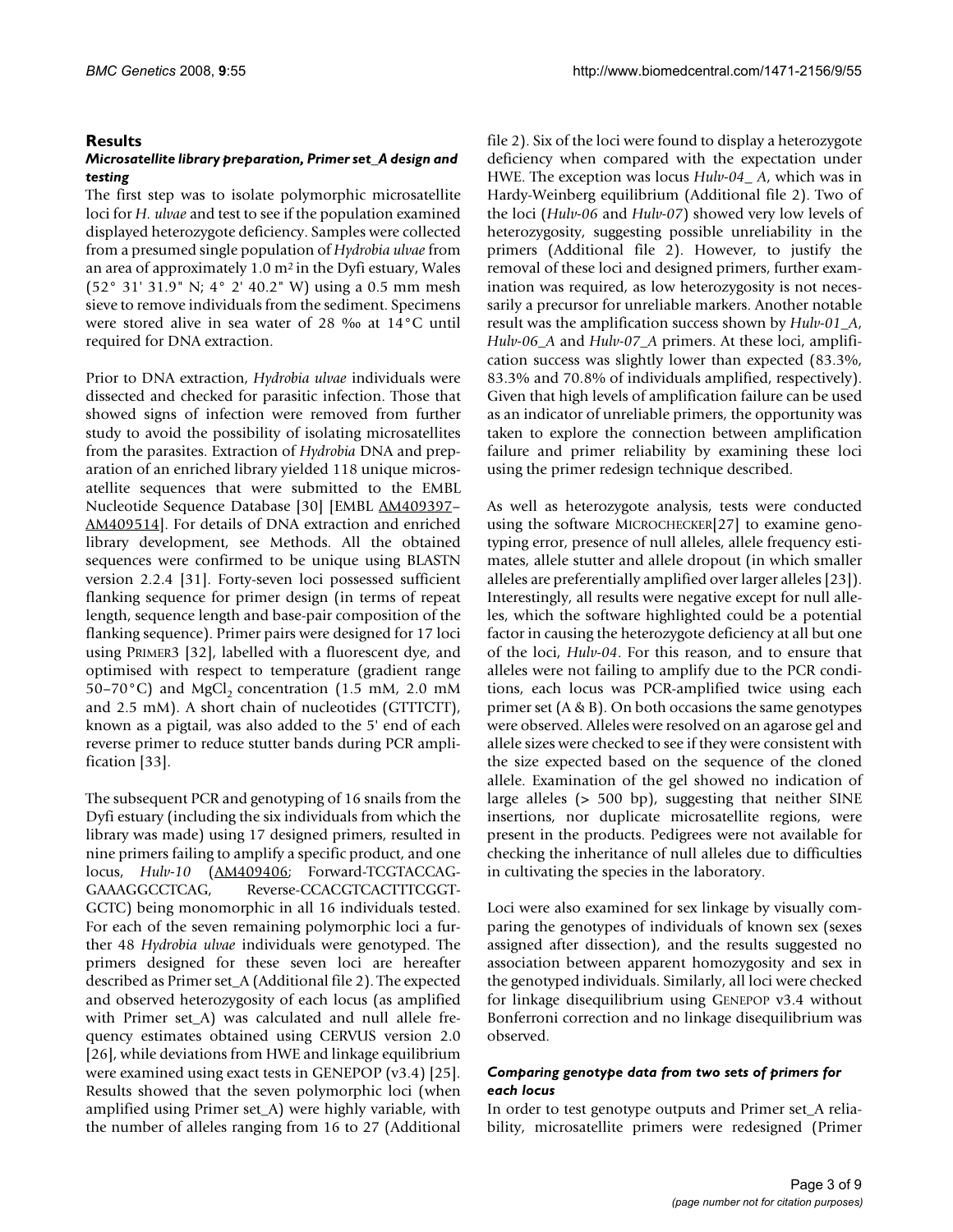## Results

### *Microsatellite library preparation, Primer set_A design and testing*

The first step was to isolate polymorphic microsatellite loci for *H. ulvae* and test to see if the population examined displayed heterozygote deficiency. Samples were collected from a presumed single population of *Hydrobia ulvae* from an area of approximately 1.0 m$^2$ in the Dyfi estuary, Wales (52° 31' 31.9" N; 4° 2' 40.2" W) using a 0.5 mm mesh sieve to remove individuals from the sediment. Specimens were stored alive in sea water of 28 ‰ at 14°C until required for DNA extraction.

Prior to DNA extraction, *Hydrobia ulvae* individuals were dissected and checked for parasitic infection. Those that showed signs of infection were removed from further study to avoid the possibility of isolating microsatellites from the parasites. Extraction of *Hydrobia* DNA and preparation of an enriched library yielded 118 unique microsatellite sequences that were submitted to the EMBL Nucleotide Sequence Database [30] [EMBL AM409397–AM409514]. For details of DNA extraction and enriched library development, see Methods. All the obtained sequences were confirmed to be unique using BLASTN version 2.2.4 [31]. Forty-seven loci possessed sufficient flanking sequence for primer design (in terms of repeat length, sequence length and base-pair composition of the flanking sequence). Primer pairs were designed for 17 loci using PRIMER3 [32], labelled with a fluorescent dye, and optimised with respect to temperature (gradient range 50–70°C) and $MgCl_2$ concentration (1.5 mM, 2.0 mM and 2.5 mM). A short chain of nucleotides (GTTTCTT), known as a pigtail, was also added to the 5' end of each reverse primer to reduce stutter bands during PCR amplification [33].

The subsequent PCR and genotyping of 16 snails from the Dyfi estuary (including the six individuals from which the library was made) using 17 designed primers, resulted in nine primers failing to amplify a specific product, and one locus, *Hulv-10* (AM409406; Forward-TCGTACCAG-GAAAGGCCTCAG, Reverse-CCACGTCACTTTCGGT-GCTC) being monomorphic in all 16 individuals tested. For each of the remaining seven polymorphic loci a further 48 *Hydrobia ulvae* individuals were genotyped. The primers designed for these seven loci are hereafter described as Primer set_A (Additional file 2). The expected and observed heterozygosity of each locus (as amplified with Primer set_A) was calculated and null allele frequency estimates obtained using CERVUS version 2.0 [26], while deviations from HWE and linkage equilibrium were examined using exact tests in GENEPOP (v3.4) [25]. Results showed that the seven polymorphic loci (when amplified using Primer set_A) were highly variable, with the number of alleles ranging from 16 to 27 (Additional file 2). Six of the loci were found to display a heterozygote deficiency when compared with the expectation under HWE. The exception was locus *Hulv-04_ A*, which was in Hardy-Weinberg equilibrium (Additional file 2). Two of the loci (*Hulv-06* and *Hulv-07*) showed very low levels of heterozygosity, suggesting possible unreliability in the primers (Additional file 2). However, to justify the removal of these loci and designed primers, further examination was required, as low heterozygosity is not necessarily a precursor for unreliable markers. Another notable result was the amplification success shown by *Hulv-01_A*, *Hulv-06_A* and *Hulv-07_A* primers. At these loci, amplification success was slightly lower than expected (83.3%, 83.3% and 70.8% of individuals amplified, respectively). Given that high levels of amplification failure can be used as an indicator of unreliable primers, the opportunity was taken to explore the connection between amplification failure and primer reliability by examining these loci using the primer redesign technique described.

As well as heterozygote analysis, tests were conducted using the software MICROCHECKER[27] to examine genotyping error, presence of null alleles, allele frequency estimates, allele stutter and allele dropout (in which smaller alleles are preferentially amplified over larger alleles [23]). Interestingly, all results were negative except for null alleles, which the software highlighted could be a potential factor in causing the heterozygote deficiency at all but one of the loci, *Hulv-04*. For this reason, and to ensure that alleles were not failing to amplify due to the PCR conditions, each locus was PCR-amplified twice using each primer set (A & B). On both occasions the same genotypes were observed. Alleles were resolved on an agarose gel and allele sizes were checked to see if they were consistent with the size expected based on the sequence of the cloned allele. Examination of the gel showed no indication of large alleles (> 500 bp), suggesting that neither SINE insertions, nor duplicate microsatellite regions, were present in the products. Pedigrees were not available for checking the inheritance of null alleles due to difficulties in cultivating the species in the laboratory.

Loci were also examined for sex linkage by visually comparing the genotypes of individuals of known sex (sexes assigned after dissection), and the results suggested no association between apparent homozygosity and sex in the genotyped individuals. Similarly, all loci were checked for linkage disequilibrium using GENEPOP v3.4 without Bonferroni correction and no linkage disequilibrium was observed.

### *Comparing genotype data from two sets of primers for each locus*

In order to test genotype outputs and Primer set_A reliability, microsatellite primers were redesigned (Primer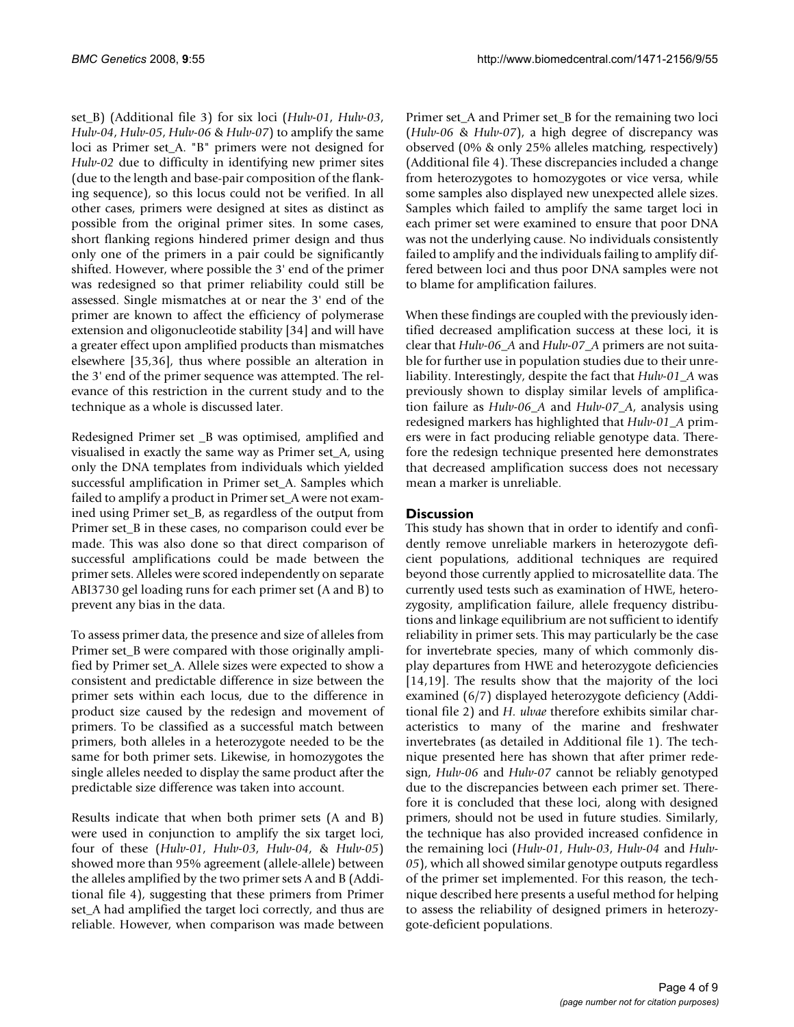set_B) (Additional file 3) for six loci (*Hulv-01*, *Hulv-03*, *Hulv-04*, *Hulv-05*, *Hulv-06* & *Hulv-07*) to amplify the same loci as Primer set_A. "B" primers were not designed for *Hulv-02* due to difficulty in identifying new primer sites (due to the length and base-pair composition of the flanking sequence), so this locus could not be verified. In all other cases, primers were designed at sites as distinct as possible from the original primer sites. In some cases, short flanking regions hindered primer design and thus only one of the primers in a pair could be significantly shifted. However, where possible the 3' end of the primer was redesigned so that primer reliability could still be assessed. Single mismatches at or near the 3' end of the primer are known to affect the efficiency of polymerase extension and oligonucleotide stability [34] and will have a greater effect upon amplified products than mismatches elsewhere [35,36], thus where possible an alteration in the 3' end of the primer sequence was attempted. The relevance of this restriction in the current study and to the technique as a whole is discussed later.

Redesigned Primer set _B was optimised, amplified and visualised in exactly the same way as Primer set_A, using only the DNA templates from individuals which yielded successful amplification in Primer set_A. Samples which failed to amplify a product in Primer set_A were not examined using Primer set_B, as regardless of the output from Primer set_B in these cases, no comparison could ever be made. This was also done so that direct comparison of successful amplifications could be made between the primer sets. Alleles were scored independently on separate ABI3730 gel loading runs for each primer set (A and B) to prevent any bias in the data.

To assess primer data, the presence and size of alleles from Primer set_B were compared with those originally amplified by Primer set_A. Allele sizes were expected to show a consistent and predictable difference in size between the primer sets within each locus, due to the difference in product size caused by the redesign and movement of primers. To be classified as a successful match between primers, both alleles in a heterozygote needed to be the same for both primer sets. Likewise, in homozygotes the single alleles needed to display the same product after the predictable size difference was taken into account.

Results indicate that when both primer sets (A and B) were used in conjunction to amplify the six target loci, four of these (*Hulv-01*, *Hulv-03*, *Hulv-04*, & *Hulv-05*) showed more than 95% agreement (allele-allele) between the alleles amplified by the two primer sets A and B (Additional file 4), suggesting that these primers from Primer set_A had amplified the target loci correctly, and thus are reliable. However, when comparison was made between Primer set_A and Primer set_B for the remaining two loci (*Hulv-06* & *Hulv-07*), a high degree of discrepancy was observed (0% & only 25% alleles matching, respectively) (Additional file 4). These discrepancies included a change from heterozygotes to homozygotes or vice versa, while some samples also displayed new unexpected allele sizes. Samples which failed to amplify the same target loci in each primer set were examined to ensure that poor DNA was not the underlying cause. No individuals consistently failed to amplify and the individuals failing to amplify differed between loci and thus poor DNA samples were not to blame for amplification failures.

When these findings are coupled with the previously identified decreased amplification success at these loci, it is clear that *Hulv-06_A* and *Hulv-07_A* primers are not suitable for further use in population studies due to their unreliability. Interestingly, despite the fact that *Hulv-01_A* was previously shown to display similar levels of amplification failure as *Hulv-06_A* and *Hulv-07_A*, analysis using redesigned markers has highlighted that *Hulv-01_A* primers were in fact producing reliable genotype data. Therefore the redesign technique presented here demonstrates that decreased amplification success does not necessary mean a marker is unreliable.

## Discussion

This study has shown that in order to identify and confidently remove unreliable markers in heterozygote deficient populations, additional techniques are required beyond those currently applied to microsatellite data. The currently used tests such as examination of HWE, heterozygosity, amplification failure, allele frequency distributions and linkage equilibrium are not sufficient to identify reliability in primer sets. This may particularly be the case for invertebrate species, many of which commonly display departures from HWE and heterozygote deficiencies [14,19]. The results show that the majority of the loci examined (6/7) displayed heterozygote deficiency (Additional file 2) and *H. ulvae* therefore exhibits similar characteristics to many of the marine and freshwater invertebrates (as detailed in Additional file 1). The technique presented here has shown that after primer redesign, *Hulv-06* and *Hulv-07* cannot be reliably genotyped due to the discrepancies between each primer set. Therefore it is concluded that these loci, along with designed primers, should not be used in future studies. Similarly, the technique has also provided increased confidence in the remaining loci (*Hulv-01*, *Hulv-03*, *Hulv-04* and *Hulv-05*), which all showed similar genotype outputs regardless of the primer set implemented. For this reason, the technique described here presents a useful method for helping to assess the reliability of designed primers in heterozygote-deficient populations.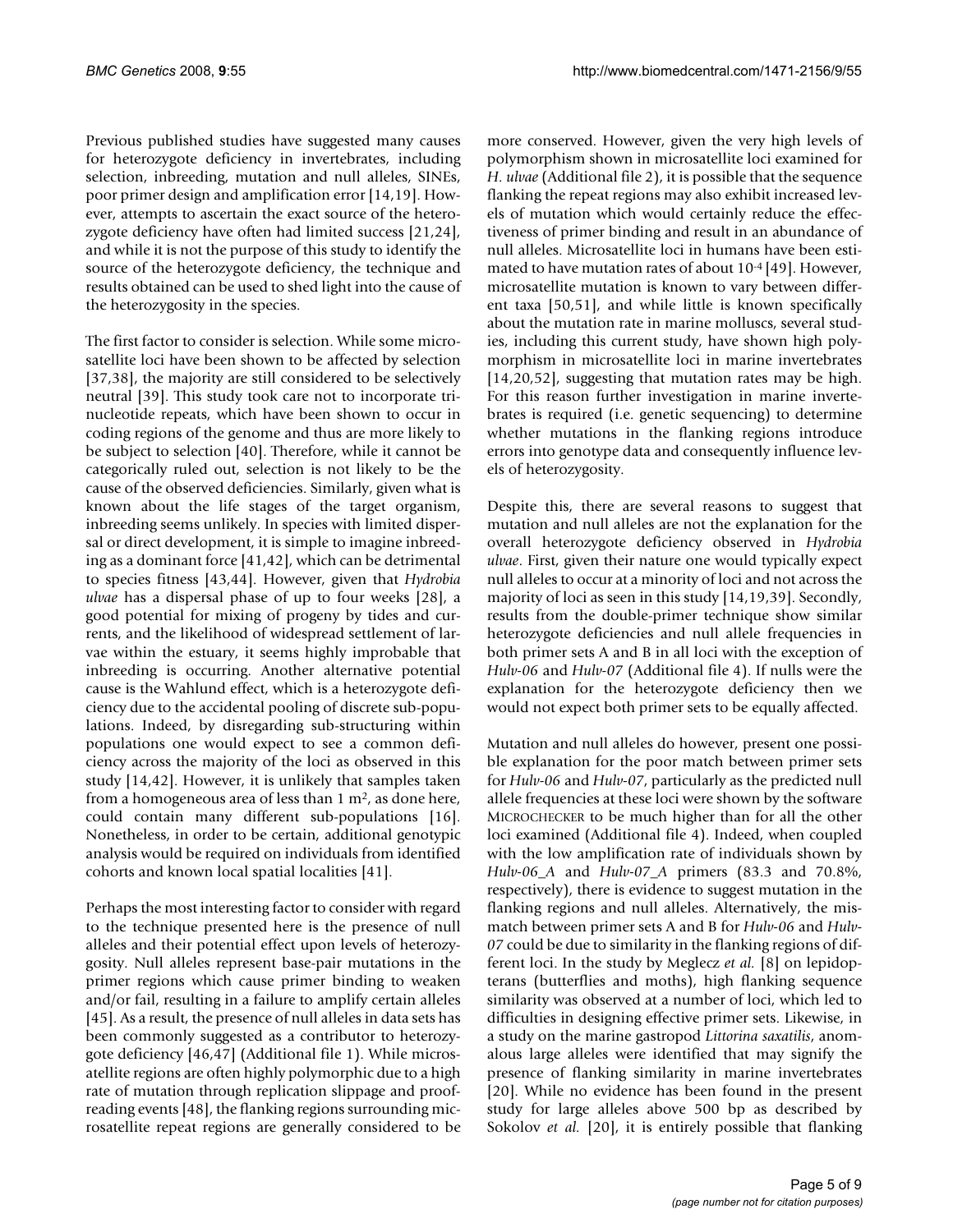Previous published studies have suggested many causes for heterozygote deficiency in invertebrates, including selection, inbreeding, mutation and null alleles, SINEs, poor primer design and amplification error [14,19]. However, attempts to ascertain the exact source of the heterozygote deficiency have often had limited success [21,24], and while it is not the purpose of this study to identify the source of the heterozygote deficiency, the technique and results obtained can be used to shed light into the cause of the heterozygosity in the species.

The first factor to consider is selection. While some microsatellite loci have been shown to be affected by selection [37,38], the majority are still considered to be selectively neutral [39]. This study took care not to incorporate trinucleotide repeats, which have been shown to occur in coding regions of the genome and thus are more likely to be subject to selection [40]. Therefore, while it cannot be categorically ruled out, selection is not likely to be the cause of the observed deficiencies. Similarly, given what is known about the life stages of the target organism, inbreeding seems unlikely. In species with limited dispersal or direct development, it is simple to imagine inbreeding as a dominant force [41,42], which can be detrimental to species fitness [43,44]. However, given that *Hydrobia ulvae* has a dispersal phase of up to four weeks [28], a good potential for mixing of progeny by tides and currents, and the likelihood of widespread settlement of larvae within the estuary, it seems highly improbable that inbreeding is occurring. Another alternative potential cause is the Wahlund effect, which is a heterozygote deficiency due to the accidental pooling of discrete sub-populations. Indeed, by disregarding sub-structuring within populations one would expect to see a common deficiency across the majority of the loci as observed in this study [14,42]. However, it is unlikely that samples taken from a homogeneous area of less than 1 m$^2$, as done here, could contain many different sub-populations [16]. Nonetheless, in order to be certain, additional genotypic analysis would be required on individuals from identified cohorts and known local spatial localities [41].

Perhaps the most interesting factor to consider with regard to the technique presented here is the presence of null alleles and their potential effect upon levels of heterozygosity. Null alleles represent base-pair mutations in the primer regions which cause primer binding to weaken and/or fail, resulting in a failure to amplify certain alleles [45]. As a result, the presence of null alleles in data sets has been commonly suggested as a contributor to heterozygote deficiency [46,47] (Additional file 1). While microsatellite regions are often highly polymorphic due to a high rate of mutation through replication slippage and proofreading events [48], the flanking regions surrounding microsatellite repeat regions are generally considered to be more conserved. However, given the very high levels of polymorphism shown in microsatellite loci examined for *H. ulvae* (Additional file 2), it is possible that the sequence flanking the repeat regions may also exhibit increased levels of mutation which would certainly reduce the effectiveness of primer binding and result in an abundance of null alleles. Microsatellite loci in humans have been estimated to have mutation rates of about $10^{-4}$ [49]. However, microsatellite mutation is known to vary between different taxa [50,51], and while little is known specifically about the mutation rate in marine molluscs, several studies, including this current study, have shown high polymorphism in microsatellite loci in marine invertebrates [14,20,52], suggesting that mutation rates may be high. For this reason further investigation in marine invertebrates is required (i.e. genetic sequencing) to determine whether mutations in the flanking regions introduce errors into genotype data and consequently influence levels of heterozygosity.

Despite this, there are several reasons to suggest that mutation and null alleles are not the explanation for the overall heterozygote deficiency observed in *Hydrobia ulvae*. First, given their nature one would typically expect null alleles to occur at a minority of loci and not across the majority of loci as seen in this study [14,19,39]. Secondly, results from the double-primer technique show similar heterozygote deficiencies and null allele frequencies in both primer sets A and B in all loci with the exception of *Hulv-06* and *Hulv-07* (Additional file 4). If nulls were the explanation for the heterozygote deficiency then we would not expect both primer sets to be equally affected.

Mutation and null alleles do however, present one possible explanation for the poor match between primer sets for *Hulv-06* and *Hulv-07*, particularly as the predicted null allele frequencies at these loci were shown by the software MICROCHECKER to be much higher than for all the other loci examined (Additional file 4). Indeed, when coupled with the low amplification rate of individuals shown by *Hulv-06_A* and *Hulv-07_A* primers (83.3 and 70.8%, respectively), there is evidence to suggest mutation in the flanking regions and null alleles. Alternatively, the mismatch between primer sets A and B for *Hulv-06* and *Hulv-07* could be due to similarity in the flanking regions of different loci. In the study by Meglecz *et al.* [8] on lepidopterans (butterflies and moths), high flanking sequence similarity was observed at a number of loci, which led to difficulties in designing effective primer sets. Likewise, in a study on the marine gastropod *Littorina saxatilis*, anomalous large alleles were identified that may signify the presence of flanking similarity in marine invertebrates [20]. While no evidence has been found in the present study for large alleles above 500 bp as described by Sokolov *et al.* [20], it is entirely possible that flanking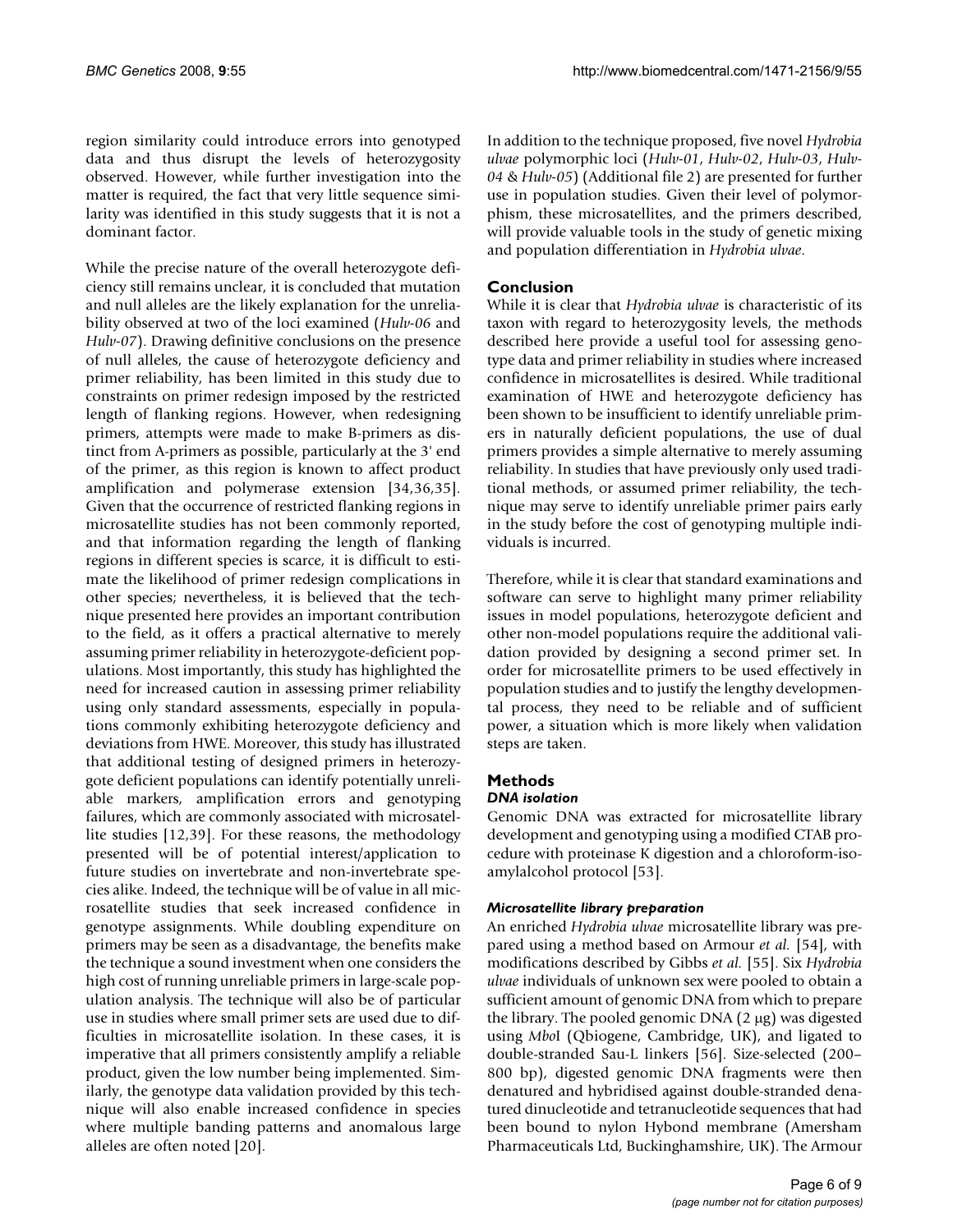region similarity could introduce errors into genotyped data and thus disrupt the levels of heterozygosity observed. However, while further investigation into the matter is required, the fact that very little sequence similarity was identified in this study suggests that it is not a dominant factor.

While the precise nature of the overall heterozygote deficiency still remains unclear, it is concluded that mutation and null alleles are the likely explanation for the unreliability observed at two of the loci examined (*Hulv-06* and *Hulv-07*). Drawing definitive conclusions on the presence of null alleles, the cause of heterozygote deficiency and primer reliability, has been limited in this study due to constraints on primer redesign imposed by the restricted length of flanking regions. However, when redesigning primers, attempts were made to make B-primers as distinct from A-primers as possible, particularly at the 3' end of the primer, as this region is known to affect product amplification and polymerase extension [34,36,35]. Given that the occurrence of restricted flanking regions in microsatellite studies has not been commonly reported, and that information regarding the length of flanking regions in different species is scarce, it is difficult to estimate the likelihood of primer redesign complications in other species; nevertheless, it is believed that the technique presented here provides an important contribution to the field, as it offers a practical alternative to merely assuming primer reliability in heterozygote-deficient populations. Most importantly, this study has highlighted the need for increased caution in assessing primer reliability using only standard assessments, especially in populations commonly exhibiting heterozygote deficiency and deviations from HWE. Moreover, this study has illustrated that additional testing of designed primers in heterozygote deficient populations can identify potentially unreliable markers, amplification errors and genotyping failures, which are commonly associated with microsatellite studies [12,39]. For these reasons, the methodology presented will be of potential interest/application to future studies on invertebrate and non-invertebrate species alike. Indeed, the technique will be of value in all microsatellite studies that seek increased confidence in genotype assignments. While doubling expenditure on primers may be seen as a disadvantage, the benefits make the technique a sound investment when one considers the high cost of running unreliable primers in large-scale population analysis. The technique will also be of particular use in studies where small primer sets are used due to difficulties in microsatellite isolation. In these cases, it is imperative that all primers consistently amplify a reliable product, given the low number being implemented. Similarly, the genotype data validation provided by this technique will also enable increased confidence in species where multiple banding patterns and anomalous large alleles are often noted [20].

In addition to the technique proposed, five novel *Hydrobia ulvae* polymorphic loci (*Hulv-01*, *Hulv-02*, *Hulv-03*, *Hulv-04* & *Hulv-05*) (Additional file 2) are presented for further use in population studies. Given their level of polymorphism, these microsatellites, and the primers described, will provide valuable tools in the study of genetic mixing and population differentiation in *Hydrobia ulvae*.

## Conclusion

While it is clear that *Hydrobia ulvae* is characteristic of its taxon with regard to heterozygosity levels, the methods described here provide a useful tool for assessing genotype data and primer reliability in studies where increased confidence in microsatellites is desired. While traditional examination of HWE and heterozygote deficiency has been shown to be insufficient to identify unreliable primers in naturally deficient populations, the use of dual primers provides a simple alternative to merely assuming reliability. In studies that have previously only used traditional methods, or assumed primer reliability, the technique may serve to identify unreliable primer pairs early in the study before the cost of genotyping multiple individuals is incurred.

Therefore, while it is clear that standard examinations and software can serve to highlight many primer reliability issues in model populations, heterozygote deficient and other non-model populations require the additional validation provided by designing a second primer set. In order for microsatellite primers to be used effectively in population studies and to justify the lengthy developmental process, they need to be reliable and of sufficient power, a situation which is more likely when validation steps are taken.

## Methods

### DNA isolation

Genomic DNA was extracted for microsatellite library development and genotyping using a modified CTAB procedure with proteinase K digestion and a chloroform-isoamylalcohol protocol [53].

### Microsatellite library preparation

An enriched *Hydrobia ulvae* microsatellite library was prepared using a method based on Armour *et al.* [54], with modifications described by Gibbs *et al.* [55]. Six *Hydrobia ulvae* individuals of unknown sex were pooled to obtain a sufficient amount of genomic DNA from which to prepare the library. The pooled genomic DNA (2 μg) was digested using *Mbo*I (Qbiogene, Cambridge, UK), and ligated to double-stranded Sau-L linkers [56]. Size-selected (200–800 bp), digested genomic DNA fragments were then denatured and hybridised against double-stranded denatured dinucleotide and tetranucleotide sequences that had been bound to nylon Hybond membrane (Amersham Pharmaceuticals Ltd, Buckinghamshire, UK). The Armour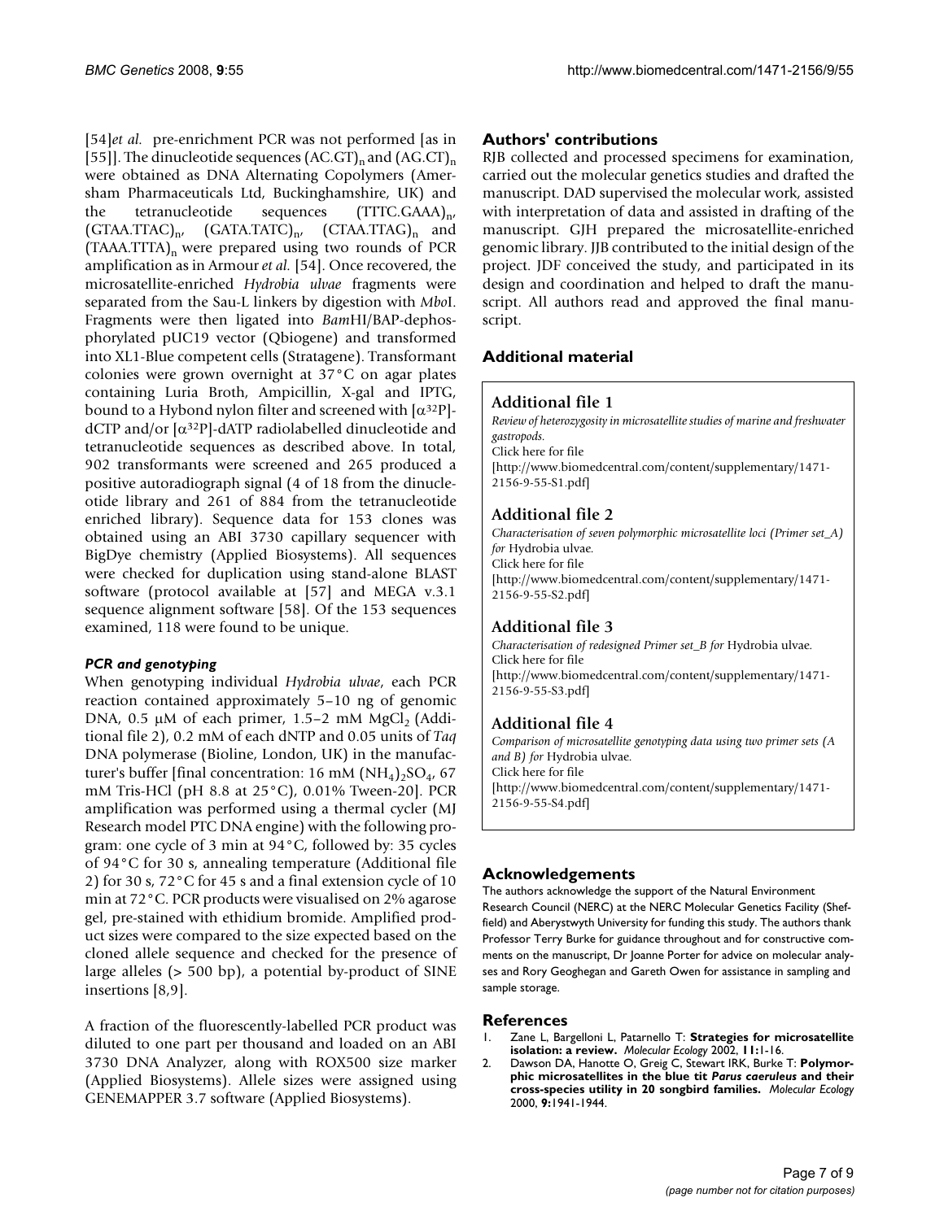[54]*et al.* pre-enrichment PCR was not performed [as in [55]]. The dinucleotide sequences $(AC.GT)_n$ and $(AG.CT)_n$ were obtained as DNA Alternating Copolymers (Amersham Pharmaceuticals Ltd, Buckinghamshire, UK) and the tetranucleotide sequences $(TTTC.GAAA)_n$, $(GTAA.TTAC)_n$, $(GATA.TATC)_n$, $(CTAA.TTAG)_n$ and $(TAAA.TTTA)_n$ were prepared using two rounds of PCR amplification as in Armour *et al.* [54]. Once recovered, the microsatellite-enriched *Hydrobia ulvae* fragments were separated from the Sau-L linkers by digestion with *Mbo*I. Fragments were then ligated into *Bam*HI/BAP-dephosphorylated pUC19 vector (Qbiogene) and transformed into XL1-Blue competent cells (Stratagene). Transformant colonies were grown overnight at 37°C on agar plates containing Luria Broth, Ampicillin, X-gal and IPTG, bound to a Hybond nylon filter and screened with [$\alpha^{32}$P]-dCTP and/or [$\alpha^{32}$P]-dATP radiolabelled dinucleotide and tetranucleotide sequences as described above. In total, 902 transformants were screened and 265 produced a positive autoradiograph signal (4 of 18 from the dinucleotide library and 261 of 884 from the tetranucleotide enriched library). Sequence data for 153 clones was obtained using an ABI 3730 capillary sequencer with BigDye chemistry (Applied Biosystems). All sequences were checked for duplication using stand-alone BLAST software (protocol available at [57] and MEGA v.3.1 sequence alignment software [58]. Of the 153 sequences examined, 118 were found to be unique.

### *PCR and genotyping*

When genotyping individual *Hydrobia ulvae*, each PCR reaction contained approximately 5–10 ng of genomic DNA, 0.5 μM of each primer, 1.5–2 mM $MgCl_2$ (Additional file 2), 0.2 mM of each dNTP and 0.05 units of *Taq* DNA polymerase (Bioline, London, UK) in the manufacturer's buffer [final concentration: 16 mM $(NH_4)_2SO_4$, 67 mM Tris-HCl (pH 8.8 at 25°C), 0.01% Tween-20]. PCR amplification was performed using a thermal cycler (MJ Research model PTC DNA engine) with the following program: one cycle of 3 min at 94°C, followed by: 35 cycles of 94°C for 30 s, annealing temperature (Additional file 2) for 30 s, 72°C for 45 s and a final extension cycle of 10 min at 72°C. PCR products were visualised on 2% agarose gel, pre-stained with ethidium bromide. Amplified product sizes were compared to the size expected based on the cloned allele sequence and checked for the presence of large alleles (> 500 bp), a potential by-product of SINE insertions [8,9].

A fraction of the fluorescently-labelled PCR product was diluted to one part per thousand and loaded on an ABI 3730 DNA Analyzer, along with ROX500 size marker (Applied Biosystems). Allele sizes were assigned using GENEMAPPER 3.7 software (Applied Biosystems).

## Authors' contributions

RJB collected and processed specimens for examination, carried out the molecular genetics studies and drafted the manuscript. DAD supervised the molecular work, assisted with interpretation of data and assisted in drafting of the manuscript. GJH prepared the microsatellite-enriched genomic library. JJB contributed to the initial design of the project. JDF conceived the study, and participated in its design and coordination and helped to draft the manuscript. All authors read and approved the final manuscript.

## Additional material

**Additional file 1**
*Review of heterozygosity in microsatellite studies of marine and freshwater gastropods.*
Click here for file
[http://www.biomedcentral.com/content/supplementary/1471-2156-9-55-S1.pdf]

**Additional file 2**
*Characterisation of seven polymorphic microsatellite loci (Primer set_A) for* Hydrobia ulvae*.*
Click here for file
[http://www.biomedcentral.com/content/supplementary/1471-2156-9-55-S2.pdf]

**Additional file 3**
*Characterisation of redesigned Primer set_B for* Hydrobia ulvae*.*
Click here for file
[http://www.biomedcentral.com/content/supplementary/1471-2156-9-55-S3.pdf]

**Additional file 4**
*Comparison of microsatellite genotyping data using two primer sets (A and B) for* Hydrobia ulvae*.*
Click here for file
[http://www.biomedcentral.com/content/supplementary/1471-2156-9-55-S4.pdf]

## Acknowledgements

The authors acknowledge the support of the Natural Environment Research Council (NERC) at the NERC Molecular Genetics Facility (Sheffield) and Aberystwyth University for funding this study. The authors thank Professor Terry Burke for guidance throughout and for constructive comments on the manuscript, Dr Joanne Porter for advice on molecular analyses and Rory Geoghegan and Gareth Owen for assistance in sampling and sample storage.

## References

1. Zane L, Bargelloni L, Patarnello T: **Strategies for microsatellite isolation: a review.** *Molecular Ecology* 2002, **11:**1-16.
2. Dawson DA, Hanotte O, Greig C, Stewart IRK, Burke T: **Polymorphic microsatellites in the blue tit *Parus caeruleus* and their cross-species utility in 20 songbird families.** *Molecular Ecology* 2000, **9:**1941-1944.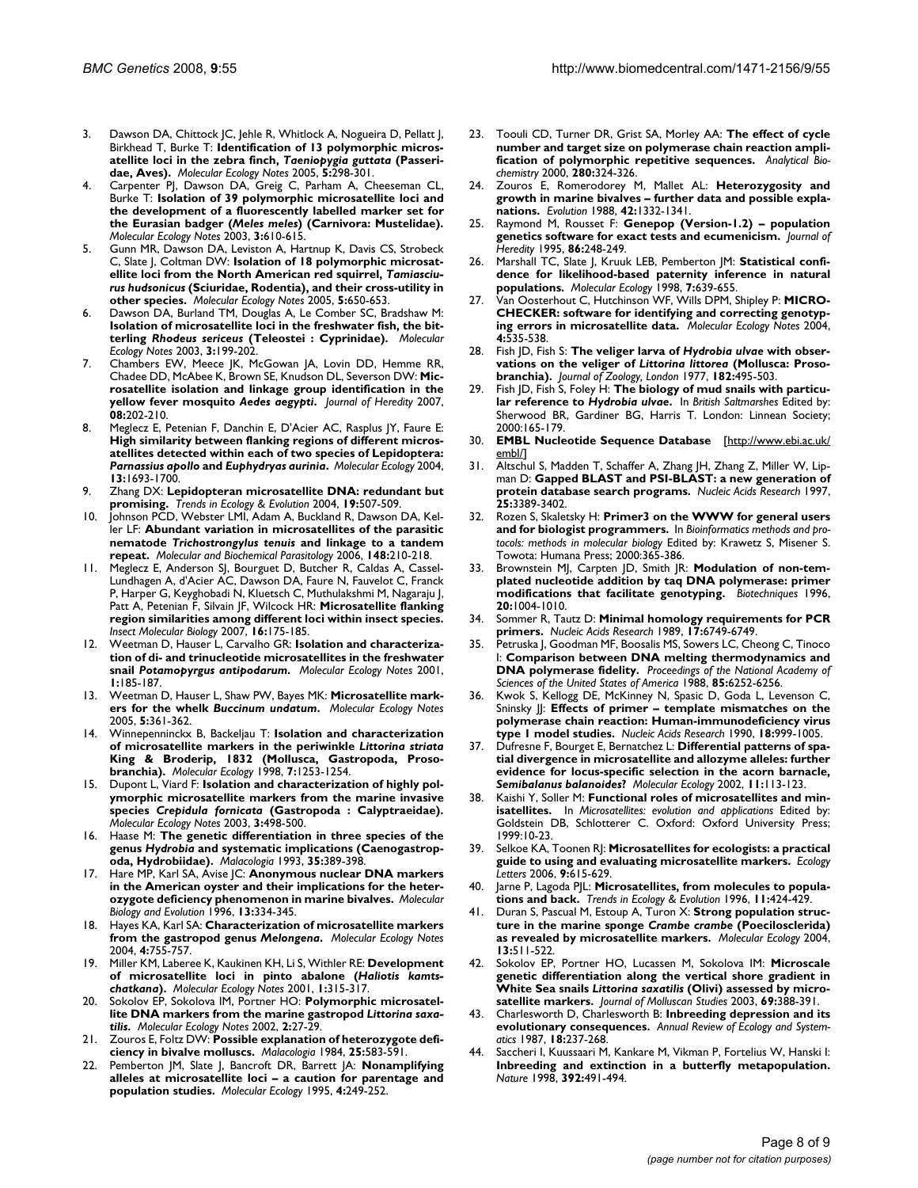3. Dawson DA, Chittock JC, Jehle R, Whitlock A, Nogueira D, Pellatt J, Birkhead T, Burke T: **Identification of 13 polymorphic microsatellite loci in the zebra finch, *Taeniopygia guttata* (Passeridae, Aves).** *Molecular Ecology Notes* 2005, **5:**298-301.
4. Carpenter PJ, Dawson DA, Greig C, Parham A, Cheeseman CL, Burke T: **Isolation of 39 polymorphic microsatellite loci and the development of a fluorescently labelled marker set for the Eurasian badger (*Meles meles*) (Carnivora: Mustelidae).** *Molecular Ecology Notes* 2003, **3:**610-615.
5. Gunn MR, Dawson DA, Leviston A, Hartnup K, Davis CS, Strobeck C, Slate J, Coltman DW: **Isolation of 18 polymorphic microsatellite loci from the North American red squirrel, *Tamiasciurus hudsonicus* (Sciuridae, Rodentia), and their cross-utility in other species.** *Molecular Ecology Notes* 2005, **5:**650-653.
6. Dawson DA, Burland TM, Douglas A, Le Comber SC, Bradshaw M: **Isolation of microsatellite loci in the freshwater fish, the bitterling *Rhodeus sericeus* (Teleostei : Cyprinidae).** *Molecular Ecology Notes* 2003, **3:**199-202.
7. Chambers EW, Meece JK, McGowan JA, Lovin DD, Hemme RR, Chadee DD, McAbee K, Brown SE, Knudson DL, Severson DW: **Microsatellite isolation and linkage group identification in the yellow fever mosquito *Aedes aegypti*.** *Journal of Heredity* 2007, **08:**202-210.
8. Meglecz E, Petenian F, Danchin E, D'Acier AC, Rasplus JY, Faure E: **High similarity between flanking regions of different microsatellites detected within each of two species of Lepidoptera: *Parnassius apollo* and *Euphydryas aurinia*.** *Molecular Ecology* 2004, **13:**1693-1700.
9. Zhang DX: **Lepidopteran microsatellite DNA: redundant but promising.** *Trends in Ecology & Evolution* 2004, **19:**507-509.
10. Johnson PCD, Webster LMI, Adam A, Buckland R, Dawson DA, Keller LF: **Abundant variation in microsatellites of the parasitic nematode *Trichostrongylus tenuis* and linkage to a tandem repeat.** *Molecular and Biochemical Parasitology* 2006, **148:**210-218.
11. Meglecz E, Anderson SJ, Bourguet D, Butcher R, Caldas A, Cassel-Lundhagen A, d'Acier AC, Dawson DA, Faure N, Fauvelot C, Franck P, Harper G, Keyghobadi N, Kluetsch C, Muthulakshmi M, Nagaraju J, Patt A, Petenian F, Silvain JF, Wilcock HR: **Microsatellite flanking region similarities among different loci within insect species.** *Insect Molecular Biology* 2007, **16:**175-185.
12. Weetman D, Hauser L, Carvalho GR: **Isolation and characterization of di- and trinucleotide microsatellites in the freshwater snail *Potamopyrgus antipodarum*.** *Molecular Ecology Notes* 2001, **1:**185-187.
13. Weetman D, Hauser L, Shaw PW, Bayes MK: **Microsatellite markers for the whelk *Buccinum undatum*.** *Molecular Ecology Notes* 2005, **5:**361-362.
14. Winnepenninckx B, Backeljau T: **Isolation and characterization of microsatellite markers in the periwinkle *Littorina striata* King & Broderip, 1832 (Mollusca, Gastropoda, Prosobranchia).** *Molecular Ecology* 1998, **7:**1253-1254.
15. Dupont L, Viard F: **Isolation and characterization of highly polymorphic microsatellite markers from the marine invasive species *Crepidula fornicata* (Gastropoda : Calyptraeidae).** *Molecular Ecology Notes* 2003, **3:**498-500.
16. Haase M: **The genetic differentiation in three species of the genus *Hydrobia* and systematic implications (Caenogastropoda, Hydrobiidae).** *Malacologia* 1993, **35:**389-398.
17. Hare MP, Karl SA, Avise JC: **Anonymous nuclear DNA markers in the American oyster and their implications for the heterozygote deficiency phenomenon in marine bivalves.** *Molecular Biology and Evolution* 1996, **13:**334-345.
18. Hayes KA, Karl SA: **Characterization of microsatellite markers from the gastropod genus *Melongena*.** *Molecular Ecology Notes* 2004, **4:**755-757.
19. Miller KM, Laberee K, Kaukinen KH, Li S, Withler RE: **Development of microsatellite loci in pinto abalone (*Haliotis kamtschatkana*).** *Molecular Ecology Notes* 2001, **1:**315-317.
20. Sokolov EP, Sokolova IM, Portner HO: **Polymorphic microsatellite DNA markers from the marine gastropod *Littorina saxatilis*.** *Molecular Ecology Notes* 2002, **2:**27-29.
21. Zouros E, Foltz DW: **Possible explanation of heterozygote deficiency in bivalve molluscs.** *Malacologia* 1984, **25:**583-591.
22. Pemberton JM, Slate J, Bancroft DR, Barrett JA: **Nonamplifying alleles at microsatellite loci – a caution for parentage and population studies.** *Molecular Ecology* 1995, **4:**249-252.
23. Toouli CD, Turner DR, Grist SA, Morley AA: **The effect of cycle number and target size on polymerase chain reaction amplification of polymorphic repetitive sequences.** *Analytical Biochemistry* 2000, **280:**324-326.
24. Zouros E, Romerodorey M, Mallet AL: **Heterozygosity and growth in marine bivalves – further data and possible explanations.** *Evolution* 1988, **42:**1332-1341.
25. Raymond M, Rousset F: **Genepop (Version-1.2) – population genetics software for exact tests and ecumenicism.** *Journal of Heredity* 1995, **86:**248-249.
26. Marshall TC, Slate J, Kruuk LEB, Pemberton JM: **Statistical confidence for likelihood-based paternity inference in natural populations.** *Molecular Ecology* 1998, **7:**639-655.
27. Van Oosterhout C, Hutchinson WF, Wills DPM, Shipley P: **MICRO-CHECKER: software for identifying and correcting genotyping errors in microsatellite data.** *Molecular Ecology Notes* 2004, **4:**535-538.
28. Fish JD, Fish S: **The veliger larva of *Hydrobia ulvae* with observations on the veliger of *Littorina littorea* (Mollusca: Prosobranchia).** *Journal of Zoology, London* 1977, **182:**495-503.
29. Fish JD, Fish S, Foley H: **The biology of mud snails with particular reference to *Hydrobia ulvae*.** In *British Saltmarshes* Edited by: Sherwood BR, Gardiner BG, Harris T. London: Linnean Society; 2000:165-179.
30. **EMBL Nucleotide Sequence Database** [http://www.ebi.ac.uk/embl/]
31. Altschul S, Madden T, Schaffer A, Zhang JH, Zhang Z, Miller W, Lipman D: **Gapped BLAST and PSI-BLAST: a new generation of protein database search programs.** *Nucleic Acids Research* 1997, **25:**3389-3402.
32. Rozen S, Skaletsky H: **Primer3 on the WWW for general users and for biologist programmers.** In *Bioinformatics methods and protocols: methods in molecular biology* Edited by: Krawetz S, Misener S. Towota: Humana Press; 2000:365-386.
33. Brownstein MJ, Carpten JD, Smith JR: **Modulation of non-templated nucleotide addition by taq DNA polymerase: primer modifications that facilitate genotyping.** *Biotechniques* 1996, **20:**1004-1010.
34. Sommer R, Tautz D: **Minimal homology requirements for PCR primers.** *Nucleic Acids Research* 1989, **17:**6749-6749.
35. Petruska J, Goodman MF, Boosalis MS, Sowers LC, Cheong C, Tinoco I: **Comparison between DNA melting thermodynamics and DNA polymerase fidelity.** *Proceedings of the National Academy of Sciences of the United States of America* 1988, **85:**6252-6256.
36. Kwok S, Kellogg DE, McKinney N, Spasic D, Goda L, Levenson C, Sninsky JJ: **Effects of primer – template mismatches on the polymerase chain reaction: Human-immunodeficiency virus type 1 model studies.** *Nucleic Acids Research* 1990, **18:**999-1005.
37. Dufresne F, Bourget E, Bernatchez L: **Differential patterns of spatial divergence in microsatellite and allozyme alleles: further evidence for locus-specific selection in the acorn barnacle, *Semibalanus balanoides*?** *Molecular Ecology* 2002, **11:**113-123.
38. Kaishi Y, Soller M: **Functional roles of microsatellites and minisatellites.** In *Microsatellites: evolution and applications* Edited by: Goldstein DB, Schlotterer C. Oxford: Oxford University Press; 1999:10-23.
39. Selkoe KA, Toonen RJ: **Microsatellites for ecologists: a practical guide to using and evaluating microsatellite markers.** *Ecology Letters* 2006, **9:**615-629.
40. Jarne P, Lagoda PJL: **Microsatellites, from molecules to populations and back.** *Trends in Ecology & Evolution* 1996, **11:**424-429.
41. Duran S, Pascual M, Estoup A, Turon X: **Strong population structure in the marine sponge *Crambe crambe* (Poecilosclerida) as revealed by microsatellite markers.** *Molecular Ecology* 2004, **13:**511-522.
42. Sokolov EP, Portner HO, Lucassen M, Sokolova IM: **Microscale genetic differentiation along the vertical shore gradient in White Sea snails *Littorina saxatilis* (Olivi) assessed by microsatellite markers.** *Journal of Molluscan Studies* 2003, **69:**388-391.
43. Charlesworth D, Charlesworth B: **Inbreeding depression and its evolutionary consequences.** *Annual Review of Ecology and Systematics* 1987, **18:**237-268.
44. Saccheri I, Kuussaari M, Kankare M, Vikman P, Fortelius W, Hanski I: **Inbreeding and extinction in a butterfly metapopulation.** *Nature* 1998, **392:**491-494.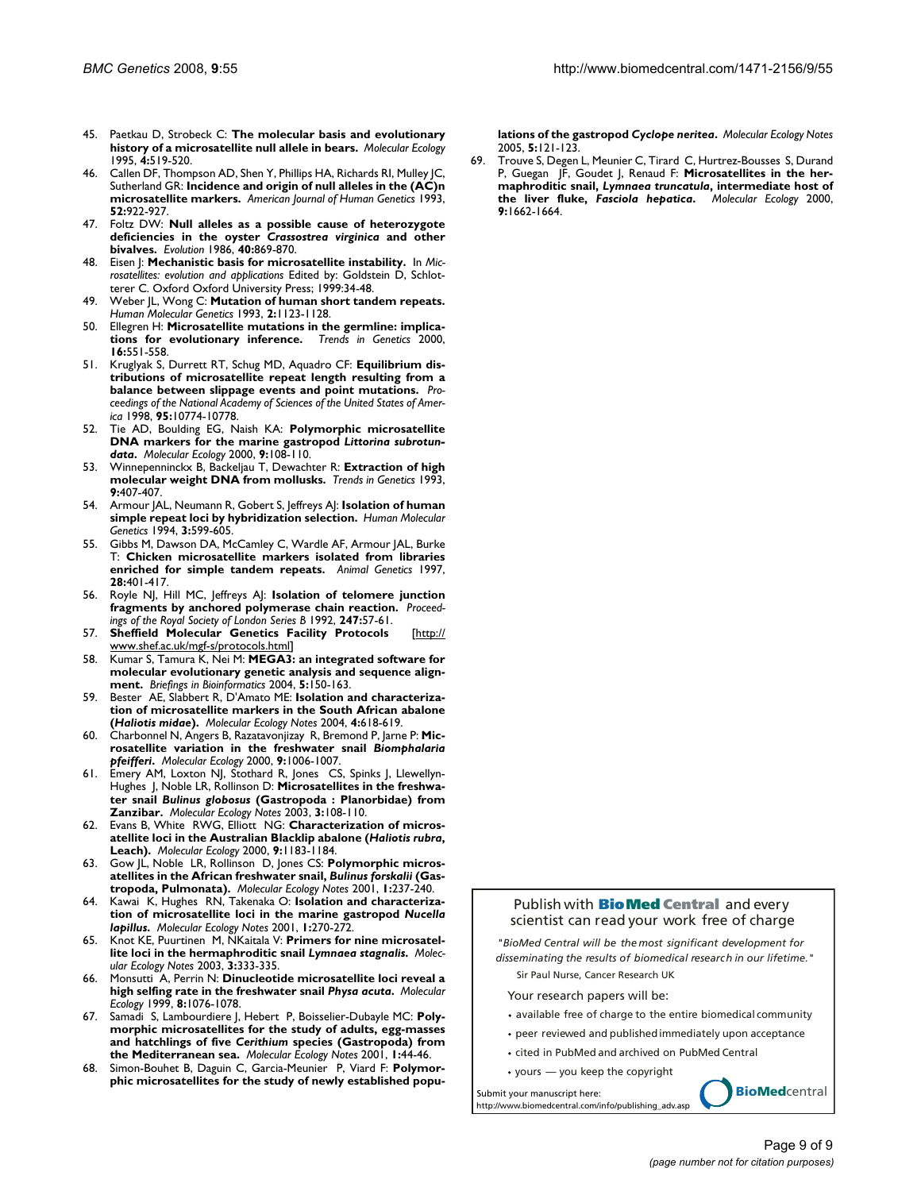45. Paetkau D, Strobeck C: **The molecular basis and evolutionary history of a microsatellite null allele in bears.** *Molecular Ecology* 1995, **4:**519-520.
46. Callen DF, Thompson AD, Shen Y, Phillips HA, Richards RI, Mulley JC, Sutherland GR: **Incidence and origin of null alleles in the (AC)n microsatellite markers.** *American Journal of Human Genetics* 1993, **52:**922-927.
47. Foltz DW: **Null alleles as a possible cause of heterozygote deficiencies in the oyster *Crassostrea virginica* and other bivalves.** *Evolution* 1986, **40:**869-870.
48. Eisen J: **Mechanistic basis for microsatellite instability.** In *Microsatellites: evolution and applications* Edited by: Goldstein D, Schlotterer C. Oxford Oxford University Press; 1999:34-48.
49. Weber JL, Wong C: **Mutation of human short tandem repeats.** *Human Molecular Genetics* 1993, **2:**1123-1128.
50. Ellegren H: **Microsatellite mutations in the germline: implications for evolutionary inference.** *Trends in Genetics* 2000, **16:**551-558.
51. Kruglyak S, Durrett RT, Schug MD, Aquadro CF: **Equilibrium distributions of microsatellite repeat length resulting from a balance between slippage events and point mutations.** *Proceedings of the National Academy of Sciences of the United States of America* 1998, **95:**10774-10778.
52. Tie AD, Boulding EG, Naish KA: **Polymorphic microsatellite DNA markers for the marine gastropod *Littorina subrotundata*.** *Molecular Ecology* 2000, **9:**108-110.
53. Winnepenninckx B, Backeljau T, Dewachter R: **Extraction of high molecular weight DNA from mollusks.** *Trends in Genetics* 1993, **9:**407-407.
54. Armour JAL, Neumann R, Gobert S, Jeffreys AJ: **Isolation of human simple repeat loci by hybridization selection.** *Human Molecular Genetics* 1994, **3:**599-605.
55. Gibbs M, Dawson DA, McCamley C, Wardle AF, Armour JAL, Burke T: **Chicken microsatellite markers isolated from libraries enriched for simple tandem repeats.** *Animal Genetics* 1997, **28:**401-417.
56. Royle NJ, Hill MC, Jeffreys AJ: **Isolation of telomere junction fragments by anchored polymerase chain reaction.** *Proceedings of the Royal Society of London Series B* 1992, **247:**57-61.
57. **Sheffield Molecular Genetics Facility Protocols** [http://www.shef.ac.uk/mgf-s/protocols.html]
58. Kumar S, Tamura K, Nei M: **MEGA3: an integrated software for molecular evolutionary genetic analysis and sequence alignment.** *Briefings in Bioinformatics* 2004, **5:**150-163.
59. Bester AE, Slabbert R, D'Amato ME: **Isolation and characterization of microsatellite markers in the South African abalone (*Haliotis midae*).** *Molecular Ecology Notes* 2004, **4:**618-619.
60. Charbonnel N, Angers B, Razatavonjizay R, Bremond P, Jarne P: **Microsatellite variation in the freshwater snail *Biomphalaria pfeifferi*.** *Molecular Ecology* 2000, **9:**1006-1007.
61. Emery AM, Loxton NJ, Stothard R, Jones CS, Spinks J, Llewellyn-Hughes J, Noble LR, Rollinson D: **Microsatellites in the freshwater snail *Bulinus globosus* (Gastropoda : Planorbidae) from Zanzibar.** *Molecular Ecology Notes* 2003, **3:**108-110.
62. Evans B, White RWG, Elliott NG: **Characterization of microsatellite loci in the Australian Blacklip abalone (*Haliotis rubra*, Leach).** *Molecular Ecology* 2000, **9:**1183-1184.
63. Gow JL, Noble LR, Rollinson D, Jones CS: **Polymorphic microsatellites in the African freshwater snail, *Bulinus forskalii* (Gastropoda, Pulmonata).** *Molecular Ecology Notes* 2001, **1:**237-240.
64. Kawai K, Hughes RN, Takenaka O: **Isolation and characterization of microsatellite loci in the marine gastropod *Nucella lapillus*.** *Molecular Ecology Notes* 2001, **1:**270-272.
65. Knot KE, Puurtinen M, NKaitala V: **Primers for nine microsatellite loci in the hermaphroditic snail *Lymnaea stagnalis*.** *Molecular Ecology Notes* 2003, **3:**333-335.
66. Monsutti A, Perrin N: **Dinucleotide microsatellite loci reveal a high selfing rate in the freshwater snail *Physa acuta*.** *Molecular Ecology* 1999, **8:**1076-1078.
67. Samadi S, Lambourdiere J, Hebert P, Boisselier-Dubayle MC: **Polymorphic microsatellites for the study of adults, egg-masses and hatchlings of five *Cerithium* species (Gastropoda) from the Mediterranean sea.** *Molecular Ecology Notes* 2001, **1:**44-46.
68. Simon-Bouhet B, Daguin C, Garcia-Meunier P, Viard F: **Polymorphic microsatellites for the study of newly established populations of the gastropod *Cyclope neritea*.** *Molecular Ecology Notes* 2005, **5:**121-123.
69. Trouve S, Degen L, Meunier C, Tirard C, Hurtrez-Bousses S, Durand P, Guegan JF, Goudet J, Renaud F: **Microsatellites in the hermaphroditic snail, *Lymnaea truncatula*, intermediate host of the liver fluke, *Fasciola hepatica*.** *Molecular Ecology* 2000, **9:**1662-1664.

Publish with **BioMed Central** and every scientist can read your work free of charge

*"BioMed Central will be the most significant development for disseminating the results of biomedical research in our lifetime."*
Sir Paul Nurse, Cancer Research UK

Your research papers will be:

- available free of charge to the entire biomedical community
- peer reviewed and published immediately upon acceptance
- cited in PubMed and archived on PubMed Central
- yours — you keep the copyright

Submit your manuscript here:
http://www.biomedcentral.com/info/publishing_adv.asp

**BioMed**central